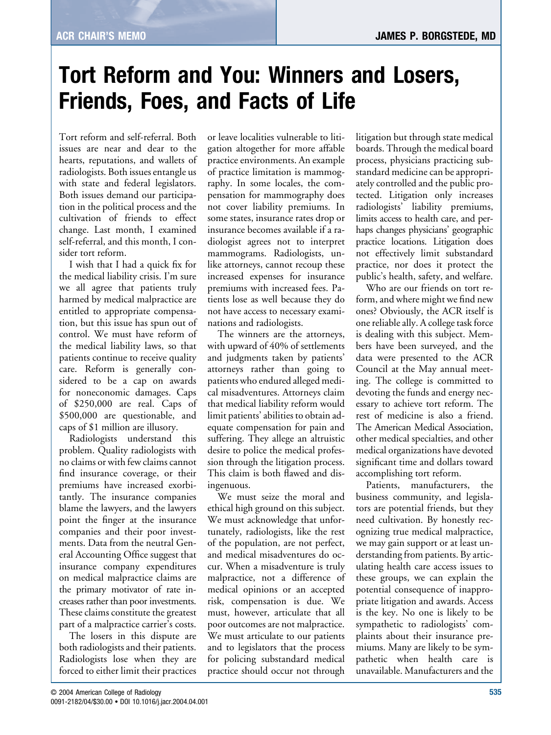ACR CHAIR'S MEMO

JAMES P. BORGSTEDE, MD

# Tort Reform and You: Winners and Losers, Friends, Foes, and Facts of Life

Tort reform and self-referral. Both issues are near and dear to the hearts, reputations, and wallets of radiologists. Both issues entangle us with state and federal legislators. Both issues demand our participation in the political process and the cultivation of friends to effect change. Last month, I examined self-referral, and this month, I consider tort reform.

I wish that I had a quick fix for the medical liability crisis. I'm sure we all agree that patients truly harmed by medical malpractice are entitled to appropriate compensation, but this issue has spun out of control. We must have reform of the medical liability laws, so that patients continue to receive quality care. Reform is generally considered to be a cap on awards for noneconomic damages. Caps of \$250,000 are real. Caps of \$500,000 are questionable, and caps of \$1 million are illusory.

Radiologists understand this problem. Quality radiologists with no claims or with few claims cannot find insurance coverage, or their premiums have increased exorbitantly. The insurance companies blame the lawyers, and the lawyers point the finger at the insurance companies and their poor investments. Data from the neutral General Accounting Office suggest that insurance company expenditures on medical malpractice claims are the primary motivator of rate increases rather than poor investments. These claims constitute the greatest part of a malpractice carrier's costs.

The losers in this dispute are both radiologists and their patients. Radiologists lose when they are forced to either limit their practices or leave localities vulnerable to litigation altogether for more affable practice environments. An example of practice limitation is mammography. In some locales, the compensation for mammography does not cover liability premiums. In some states, insurance rates drop or insurance becomes available if a radiologist agrees not to interpret mammograms. Radiologists, unlike attorneys, cannot recoup these increased expenses for insurance premiums with increased fees. Patients lose as well because they do not have access to necessary examinations and radiologists.

The winners are the attorneys, with upward of 40% of settlements and judgments taken by patients' attorneys rather than going to patients who endured alleged medical misadventures. Attorneys claim that medical liability reform would limit patients' abilities to obtain adequate compensation for pain and suffering. They allege an altruistic desire to police the medical profession through the litigation process. This claim is both flawed and disingenuous.

We must seize the moral and ethical high ground on this subject. We must acknowledge that unfortunately, radiologists, like the rest of the population, are not perfect, and medical misadventures do occur. When a misadventure is truly malpractice, not a difference of medical opinions or an accepted risk, compensation is due. We must, however, articulate that all poor outcomes are not malpractice. We must articulate to our patients and to legislators that the process for policing substandard medical practice should occur not through litigation but through state medical boards. Through the medical board process, physicians practicing substandard medicine can be appropriately controlled and the public protected. Litigation only increases radiologists' liability premiums, limits access to health care, and perhaps changes physicians' geographic practice locations. Litigation does not effectively limit substandard practice, nor does it protect the public's health, safety, and welfare.

Who are our friends on tort reform, and where might we find new ones? Obviously, the ACR itself is one reliable ally. A college task force is dealing with this subject. Members have been surveyed, and the data were presented to the ACR Council at the May annual meeting. The college is committed to devoting the funds and energy necessary to achieve tort reform. The rest of medicine is also a friend. The American Medical Association, other medical specialties, and other medical organizations have devoted significant time and dollars toward accomplishing tort reform.

Patients, manufacturers, the business community, and legislators are potential friends, but they need cultivation. By honestly recognizing true medical malpractice, we may gain support or at least understanding from patients. By articulating health care access issues to these groups, we can explain the potential consequence of inappropriate litigation and awards. Access is the key. No one is likely to be sympathetic to radiologists' complaints about their insurance premiums. Many are likely to be sympathetic when health care is unavailable. Manufacturers and the

© 2004 American College of Radiology
0091-2182/04/\$30.00 • DOI 10.1016/j.jacr.2004.04.001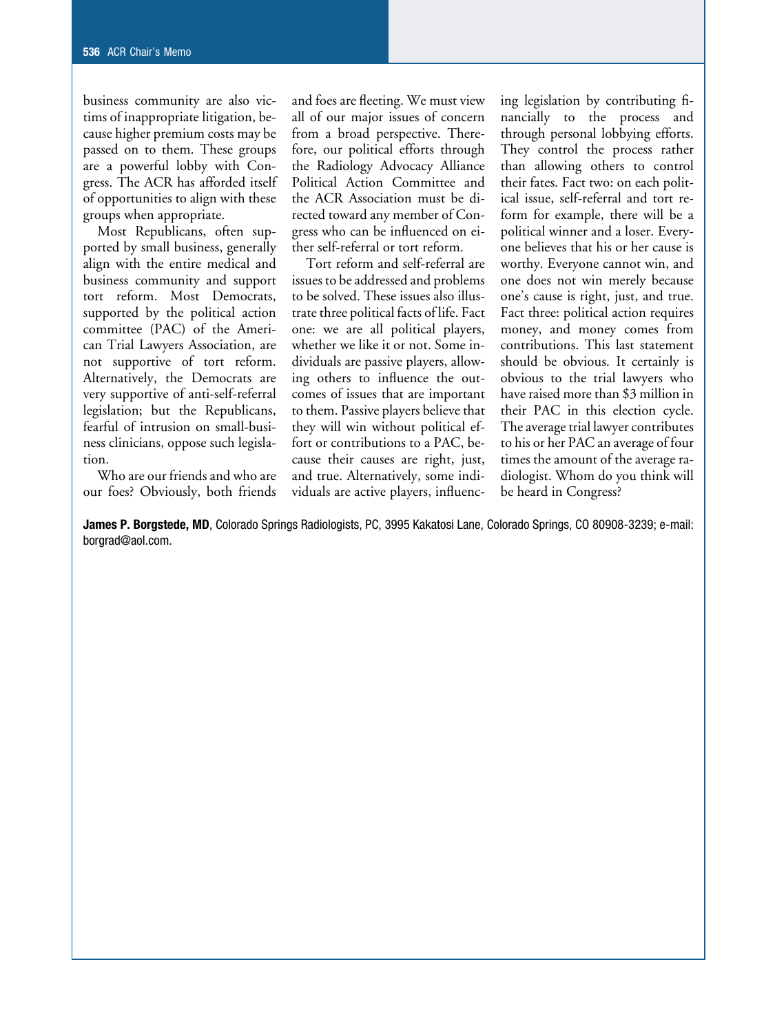business community are also victims of inappropriate litigation, because higher premium costs may be passed on to them. These groups are a powerful lobby with Congress. The ACR has afforded itself of opportunities to align with these groups when appropriate.

Most Republicans, often supported by small business, generally align with the entire medical and business community and support tort reform. Most Democrats, supported by the political action committee (PAC) of the American Trial Lawyers Association, are not supportive of tort reform. Alternatively, the Democrats are very supportive of anti-self-referral legislation; but the Republicans, fearful of intrusion on small-business clinicians, oppose such legislation.

Who are our friends and who are our foes? Obviously, both friends and foes are fleeting. We must view all of our major issues of concern from a broad perspective. Therefore, our political efforts through the Radiology Advocacy Alliance Political Action Committee and the ACR Association must be directed toward any member of Congress who can be influenced on either self-referral or tort reform.

Tort reform and self-referral are issues to be addressed and problems to be solved. These issues also illustrate three political facts of life. Fact one: we are all political players, whether we like it or not. Some individuals are passive players, allowing others to influence the outcomes of issues that are important to them. Passive players believe that they will win without political effort or contributions to a PAC, because their causes are right, just, and true. Alternatively, some individuals are active players, influencing legislation by contributing financially to the process and through personal lobbying efforts. They control the process rather than allowing others to control their fates. Fact two: on each political issue, self-referral and tort reform for example, there will be a political winner and a loser. Everyone believes that his or her cause is worthy. Everyone cannot win, and one does not win merely because one's cause is right, just, and true. Fact three: political action requires money, and money comes from contributions. This last statement should be obvious. It certainly is obvious to the trial lawyers who have raised more than $3 million in their PAC in this election cycle. The average trial lawyer contributes to his or her PAC an average of four times the amount of the average radiologist. Whom do you think will be heard in Congress?

**James P. Borgstede, MD**, Colorado Springs Radiologists, PC, 3995 Kakatosi Lane, Colorado Springs, CO 80908-3239; e-mail: borgrad@aol.com.